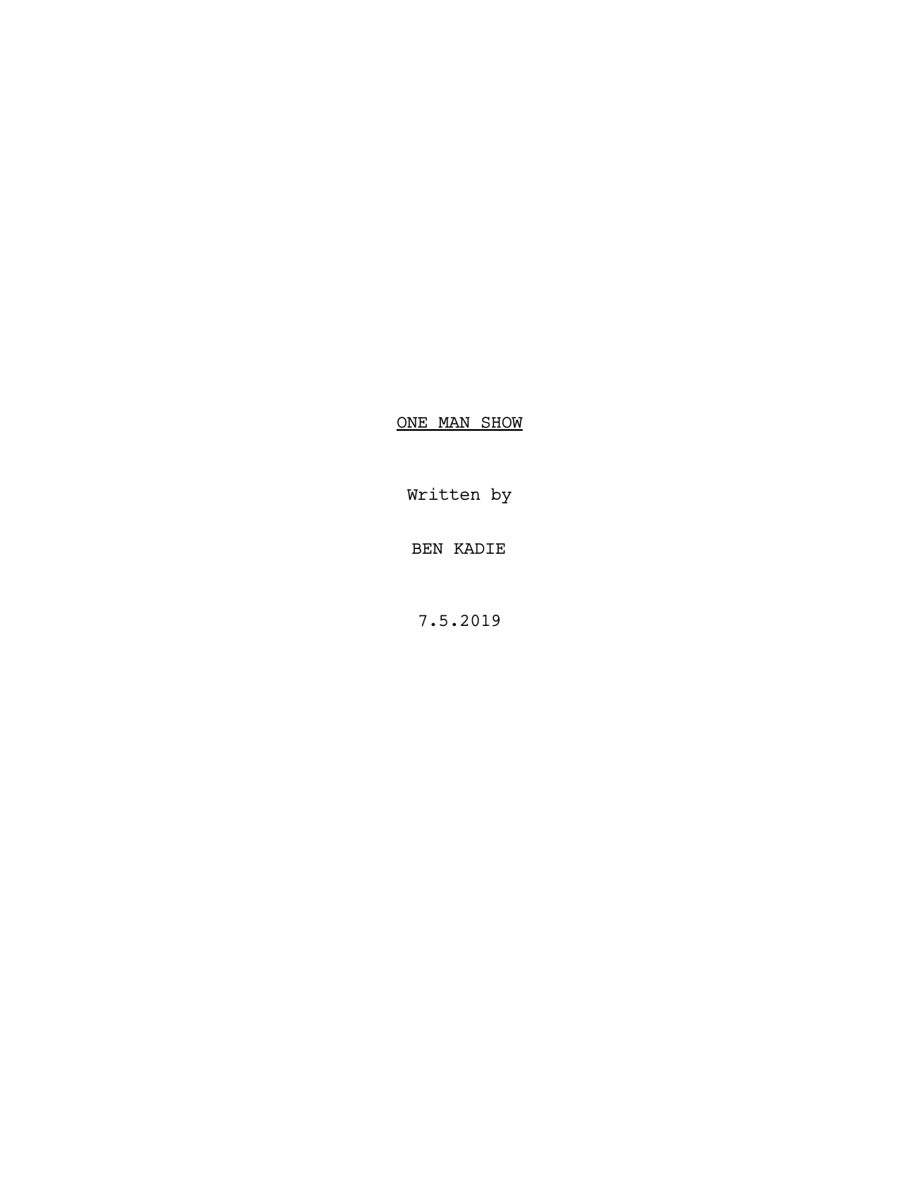<u>ONE MAN SHOW</u>

Written by

BEN KADIE

7.5.2019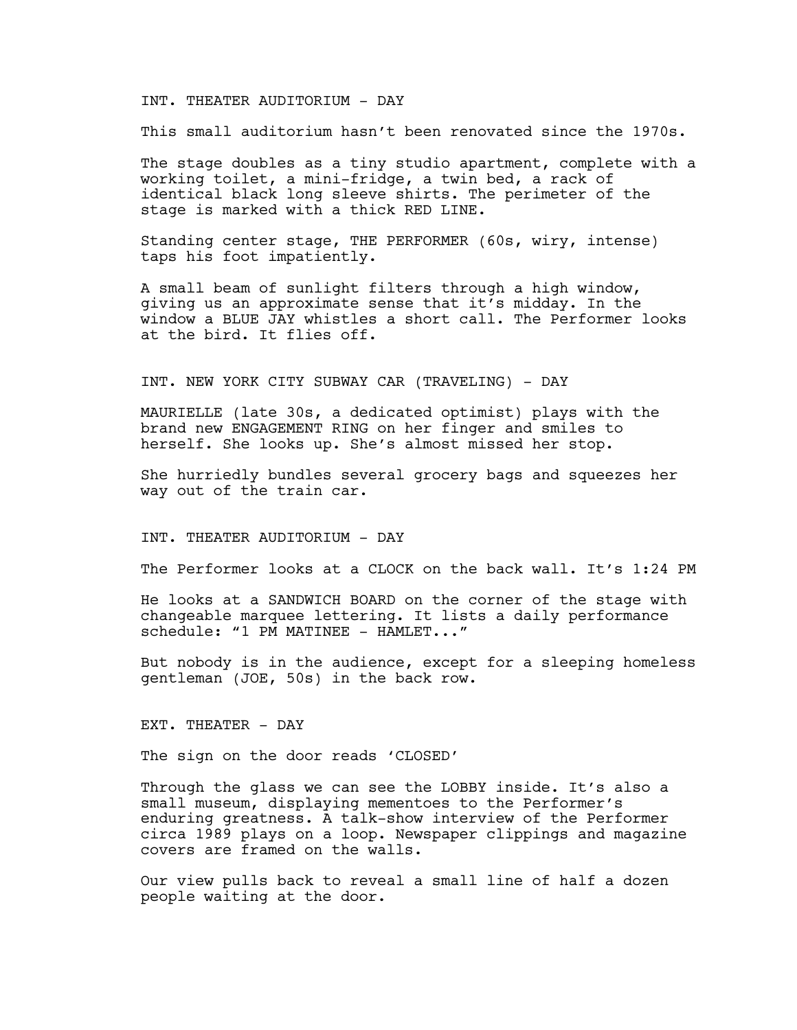INT. THEATER AUDITORIUM - DAY

This small auditorium hasn't been renovated since the 1970s.

The stage doubles as a tiny studio apartment, complete with a working toilet, a mini-fridge, a twin bed, a rack of identical black long sleeve shirts. The perimeter of the stage is marked with a thick RED LINE.

Standing center stage, THE PERFORMER (60s, wiry, intense) taps his foot impatiently.

A small beam of sunlight filters through a high window, giving us an approximate sense that it's midday. In the window a BLUE JAY whistles a short call. The Performer looks at the bird. It flies off.

INT. NEW YORK CITY SUBWAY CAR (TRAVELING) - DAY

MAURIELLE (late 30s, a dedicated optimist) plays with the brand new ENGAGEMENT RING on her finger and smiles to herself. She looks up. She's almost missed her stop.

She hurriedly bundles several grocery bags and squeezes her way out of the train car.

INT. THEATER AUDITORIUM - DAY

The Performer looks at a CLOCK on the back wall. It's 1:24 PM

He looks at a SANDWICH BOARD on the corner of the stage with changeable marquee lettering. It lists a daily performance schedule: "1 PM MATINEE - HAMLET..."

But nobody is in the audience, except for a sleeping homeless gentleman (JOE, 50s) in the back row.

EXT. THEATER - DAY

The sign on the door reads 'CLOSED'

Through the glass we can see the LOBBY inside. It's also a small museum, displaying mementoes to the Performer's enduring greatness. A talk-show interview of the Performer circa 1989 plays on a loop. Newspaper clippings and magazine covers are framed on the walls.

Our view pulls back to reveal a small line of half a dozen people waiting at the door.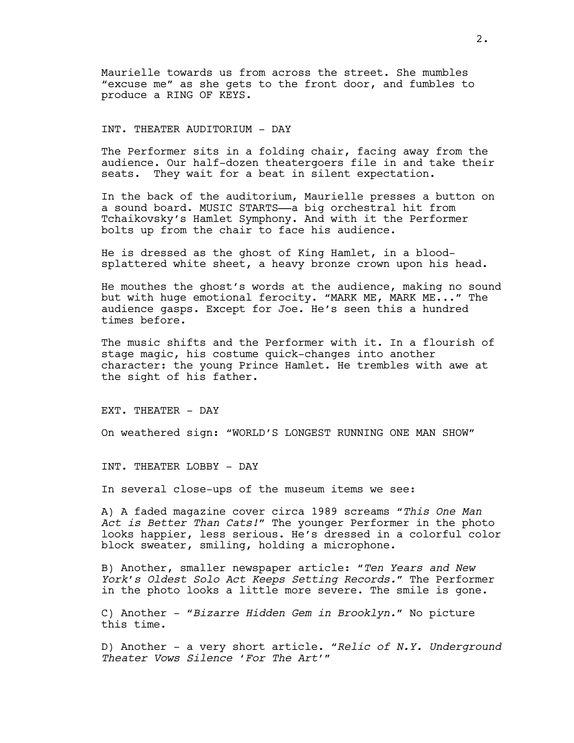Maurielle towards us from across the street. She mumbles "excuse me" as she gets to the front door, and fumbles to produce a RING OF KEYS.

INT. THEATER AUDITORIUM - DAY

The Performer sits in a folding chair, facing away from the audience. Our half-dozen theatergoers file in and take their seats. They wait for a beat in silent expectation.

In the back of the auditorium, Maurielle presses a button on a sound board. MUSIC STARTS——a big orchestral hit from Tchaikovsky's Hamlet Symphony. And with it the Performer bolts up from the chair to face his audience.

He is dressed as the ghost of King Hamlet, in a blood-splattered white sheet, a heavy bronze crown upon his head.

He mouthes the ghost's words at the audience, making no sound but with huge emotional ferocity. "MARK ME, MARK ME..." The audience gasps. Except for Joe. He's seen this a hundred times before.

The music shifts and the Performer with it. In a flourish of stage magic, his costume quick-changes into another character: the young Prince Hamlet. He trembles with awe at the sight of his father.

EXT. THEATER - DAY

On weathered sign: "WORLD'S LONGEST RUNNING ONE MAN SHOW"

INT. THEATER LOBBY - DAY

In several close-ups of the museum items we see:

A) A faded magazine cover circa 1989 screams "*This One Man Act is Better Than Cats!*" The younger Performer in the photo looks happier, less serious. He's dressed in a colorful color block sweater, smiling, holding a microphone.

B) Another, smaller newspaper article: "*Ten Years and New York's Oldest Solo Act Keeps Setting Records.*" The Performer in the photo looks a little more severe. The smile is gone.

C) Another - "*Bizarre Hidden Gem in Brooklyn.*" No picture this time.

D) Another - a very short article. "*Relic of N.Y. Underground Theater Vows Silence 'For The Art'*"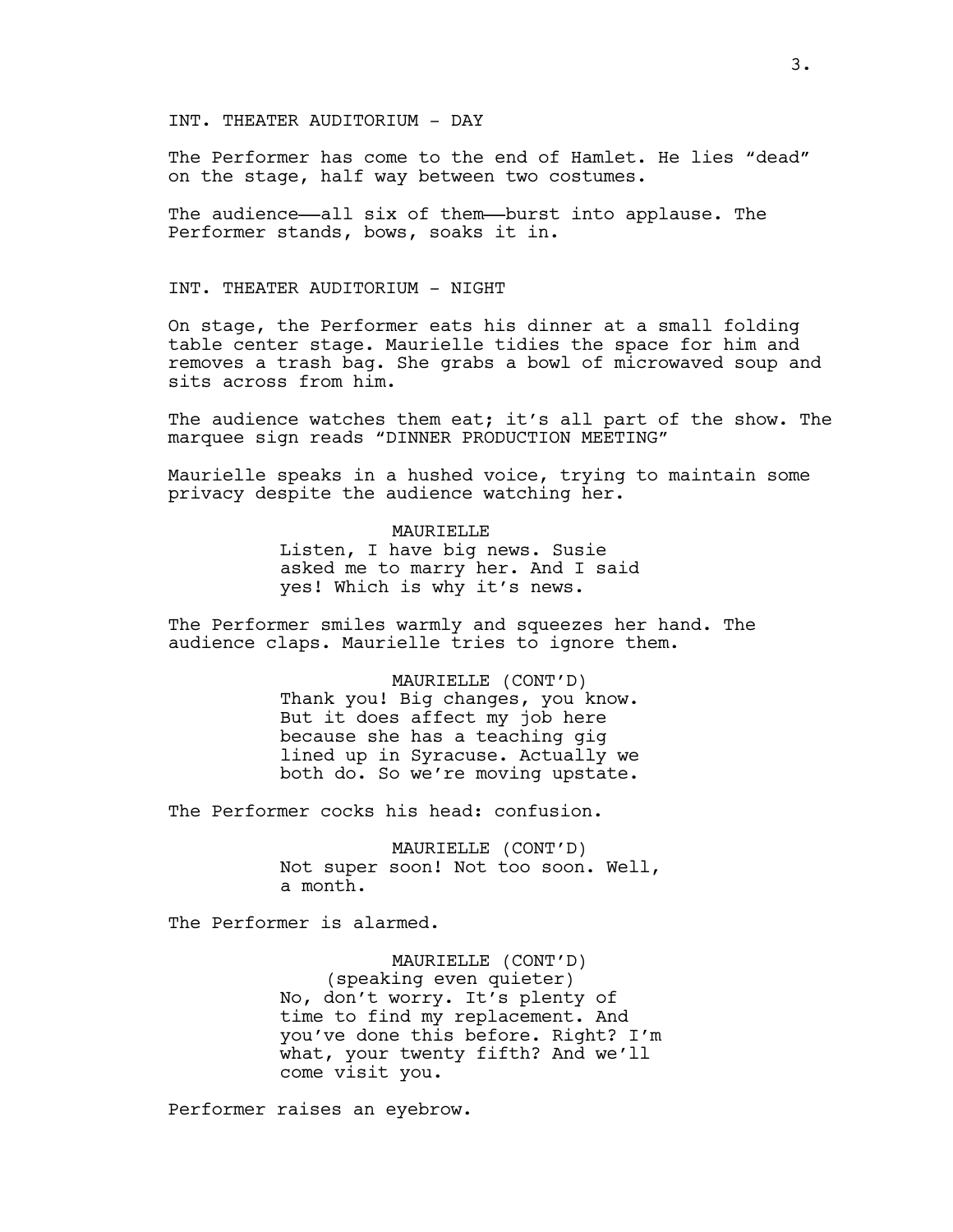INT. THEATER AUDITORIUM - DAY

The Performer has come to the end of Hamlet. He lies “dead” on the stage, half way between two costumes.

The audience——all six of them——burst into applause. The Performer stands, bows, soaks it in.

INT. THEATER AUDITORIUM - NIGHT

On stage, the Performer eats his dinner at a small folding table center stage. Maurielle tidies the space for him and removes a trash bag. She grabs a bowl of microwaved soup and sits across from him.

The audience watches them eat; it’s all part of the show. The marquee sign reads “DINNER PRODUCTION MEETING”

Maurielle speaks in a hushed voice, trying to maintain some privacy despite the audience watching her.

MAURIELLE
Listen, I have big news. Susie asked me to marry her. And I said yes! Which is why it’s news.

The Performer smiles warmly and squeezes her hand. The audience claps. Maurielle tries to ignore them.

MAURIELLE (CONT’D)
Thank you! Big changes, you know. But it does affect my job here because she has a teaching gig lined up in Syracuse. Actually we both do. So we’re moving upstate.

The Performer cocks his head: confusion.

MAURIELLE (CONT’D)
Not super soon! Not too soon. Well, a month.

The Performer is alarmed.

MAURIELLE (CONT’D)
(speaking even quieter)
No, don’t worry. It’s plenty of time to find my replacement. And you’ve done this before. Right? I’m what, your twenty fifth? And we’ll come visit you.

Performer raises an eyebrow.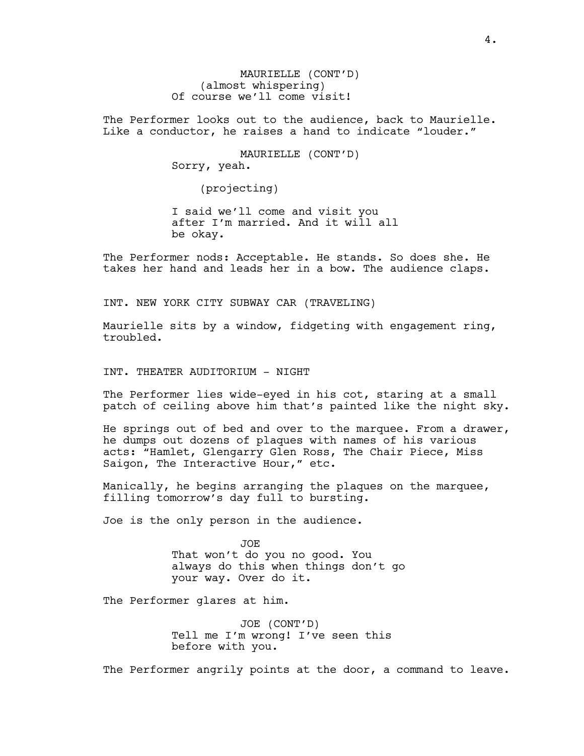MAURIELLE (CONT'D)
(almost whispering)
Of course we'll come visit!

The Performer looks out to the audience, back to Maurielle. Like a conductor, he raises a hand to indicate "louder."

MAURIELLE (CONT'D)
Sorry, yeah.

(projecting)

I said we'll come and visit you after I'm married. And it will all be okay.

The Performer nods: Acceptable. He stands. So does she. He takes her hand and leads her in a bow. The audience claps.

INT. NEW YORK CITY SUBWAY CAR (TRAVELING)

Maurielle sits by a window, fidgeting with engagement ring, troubled.

INT. THEATER AUDITORIUM - NIGHT

The Performer lies wide-eyed in his cot, staring at a small patch of ceiling above him that's painted like the night sky.

He springs out of bed and over to the marquee. From a drawer, he dumps out dozens of plaques with names of his various acts: "Hamlet, Glengarry Glen Ross, The Chair Piece, Miss Saigon, The Interactive Hour," etc.

Manically, he begins arranging the plaques on the marquee, filling tomorrow's day full to bursting.

Joe is the only person in the audience.

JOE
That won't do you no good. You always do this when things don't go your way. Over do it.

The Performer glares at him.

JOE (CONT'D)
Tell me I'm wrong! I've seen this before with you.

The Performer angrily points at the door, a command to leave.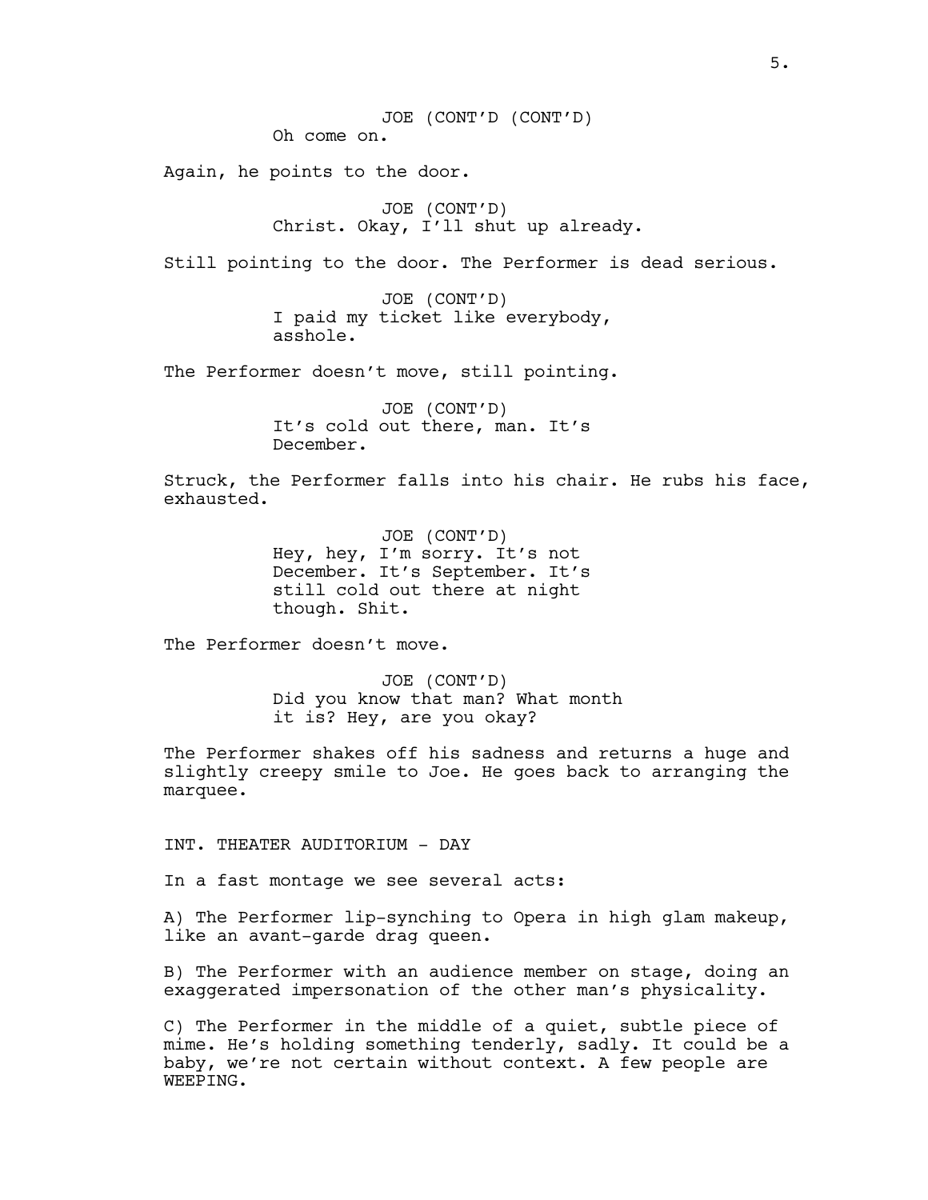JOE (CONT'D (CONT'D)
Oh come on.

Again, he points to the door.

JOE (CONT'D)
Christ. Okay, I'll shut up already.

Still pointing to the door. The Performer is dead serious.

JOE (CONT'D)
I paid my ticket like everybody, asshole.

The Performer doesn't move, still pointing.

JOE (CONT'D)
It's cold out there, man. It's December.

Struck, the Performer falls into his chair. He rubs his face, exhausted.

JOE (CONT'D)
Hey, hey, I'm sorry. It's not December. It's September. It's still cold out there at night though. Shit.

The Performer doesn't move.

JOE (CONT'D)
Did you know that man? What month it is? Hey, are you okay?

The Performer shakes off his sadness and returns a huge and slightly creepy smile to Joe. He goes back to arranging the marquee.

INT. THEATER AUDITORIUM - DAY

In a fast montage we see several acts:

A) The Performer lip-synching to Opera in high glam makeup, like an avant-garde drag queen.

B) The Performer with an audience member on stage, doing an exaggerated impersonation of the other man's physicality.

C) The Performer in the middle of a quiet, subtle piece of mime. He's holding something tenderly, sadly. It could be a baby, we're not certain without context. A few people are WEEPING.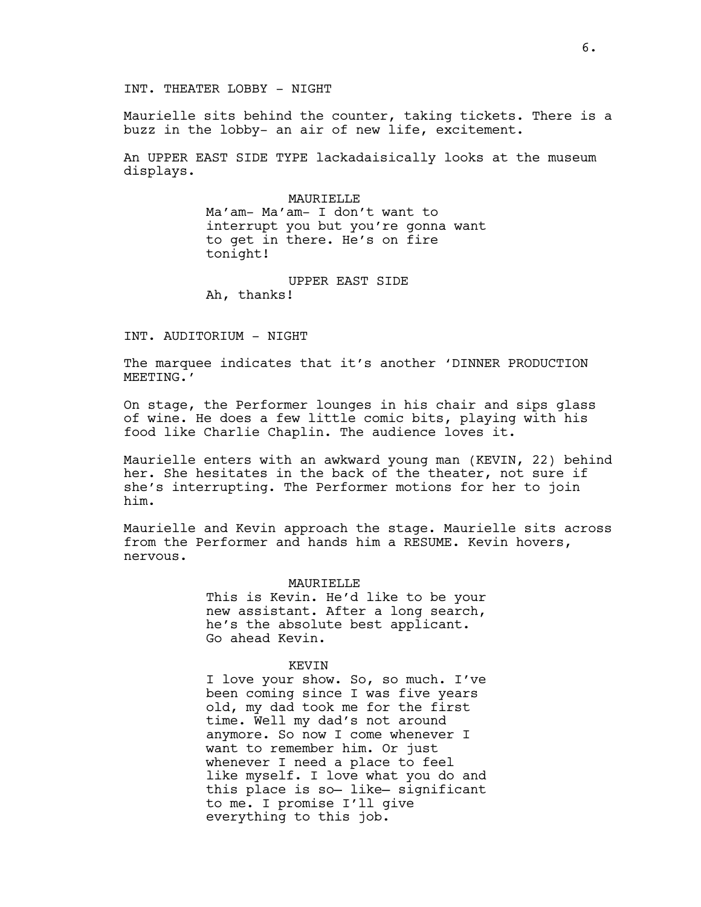INT. THEATER LOBBY - NIGHT

Maurielle sits behind the counter, taking tickets. There is a buzz in the lobby- an air of new life, excitement.

An UPPER EAST SIDE TYPE lackadaisically looks at the museum displays.

MAURIELLE
Ma'am- Ma'am- I don't want to interrupt you but you're gonna want to get in there. He's on fire tonight!

UPPER EAST SIDE
Ah, thanks!

INT. AUDITORIUM - NIGHT

The marquee indicates that it's another 'DINNER PRODUCTION MEETING.'

On stage, the Performer lounges in his chair and sips glass of wine. He does a few little comic bits, playing with his food like Charlie Chaplin. The audience loves it.

Maurielle enters with an awkward young man (KEVIN, 22) behind her. She hesitates in the back of the theater, not sure if she's interrupting. The Performer motions for her to join him.

Maurielle and Kevin approach the stage. Maurielle sits across from the Performer and hands him a RESUME. Kevin hovers, nervous.

MAURIELLE
This is Kevin. He'd like to be your new assistant. After a long search, he's the absolute best applicant. Go ahead Kevin.

KEVIN
I love your show. So, so much. I've been coming since I was five years old, my dad took me for the first time. Well my dad's not around anymore. So now I come whenever I want to remember him. Or just whenever I need a place to feel like myself. I love what you do and this place is so– like– significant to me. I promise I'll give everything to this job.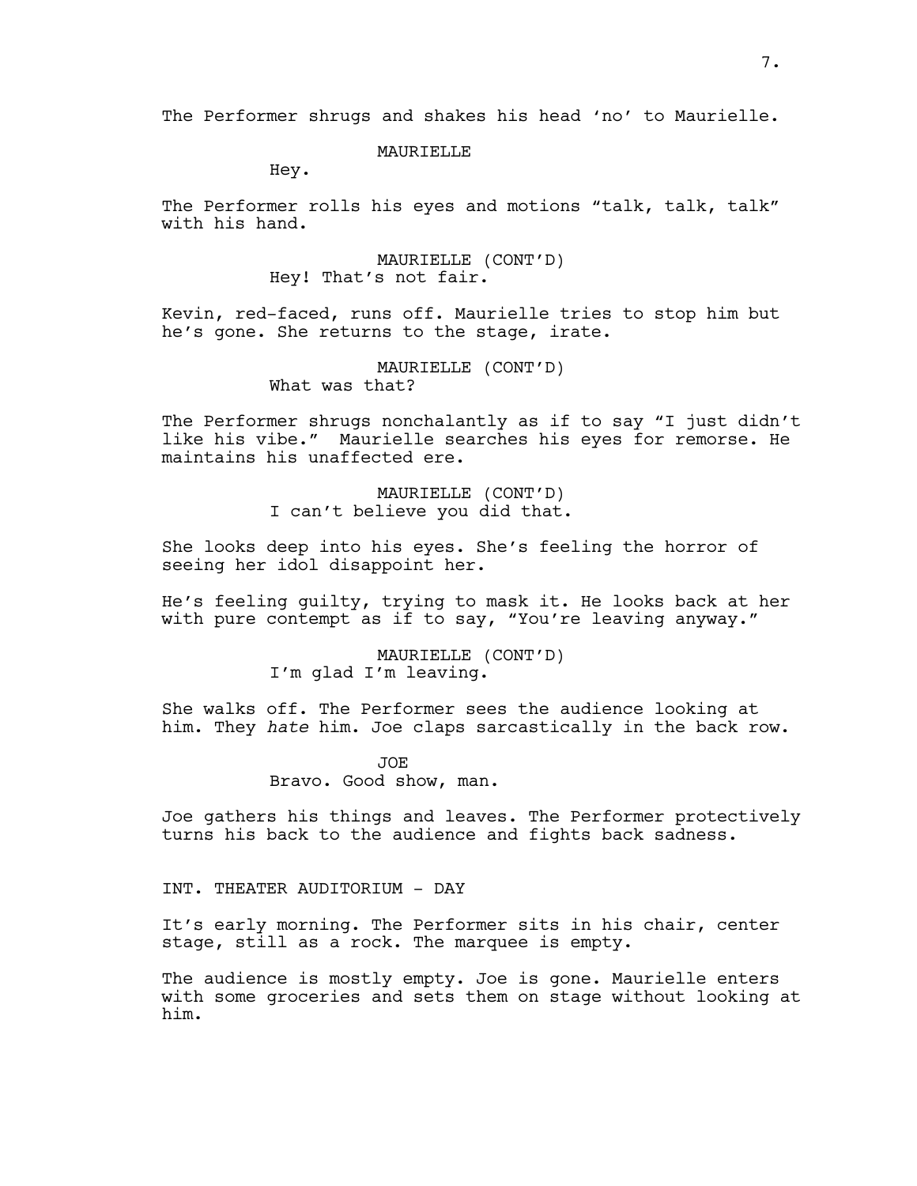The Performer shrugs and shakes his head 'no' to Maurielle.

MAURIELLE
Hey.

The Performer rolls his eyes and motions "talk, talk, talk" with his hand.

MAURIELLE (CONT'D)
Hey! That's not fair.

Kevin, red-faced, runs off. Maurielle tries to stop him but he's gone. She returns to the stage, irate.

MAURIELLE (CONT'D)
What was that?

The Performer shrugs nonchalantly as if to say "I just didn't like his vibe." Maurielle searches his eyes for remorse. He maintains his unaffected ere.

MAURIELLE (CONT'D)
I can't believe you did that.

She looks deep into his eyes. She's feeling the horror of seeing her idol disappoint her.

He's feeling guilty, trying to mask it. He looks back at her with pure contempt as if to say, "You're leaving anyway."

MAURIELLE (CONT'D)
I'm glad I'm leaving.

She walks off. The Performer sees the audience looking at him. They *hate* him. Joe claps sarcastically in the back row.

JOE
Bravo. Good show, man.

Joe gathers his things and leaves. The Performer protectively turns his back to the audience and fights back sadness.

INT. THEATER AUDITORIUM - DAY

It's early morning. The Performer sits in his chair, center stage, still as a rock. The marquee is empty.

The audience is mostly empty. Joe is gone. Maurielle enters with some groceries and sets them on stage without looking at him.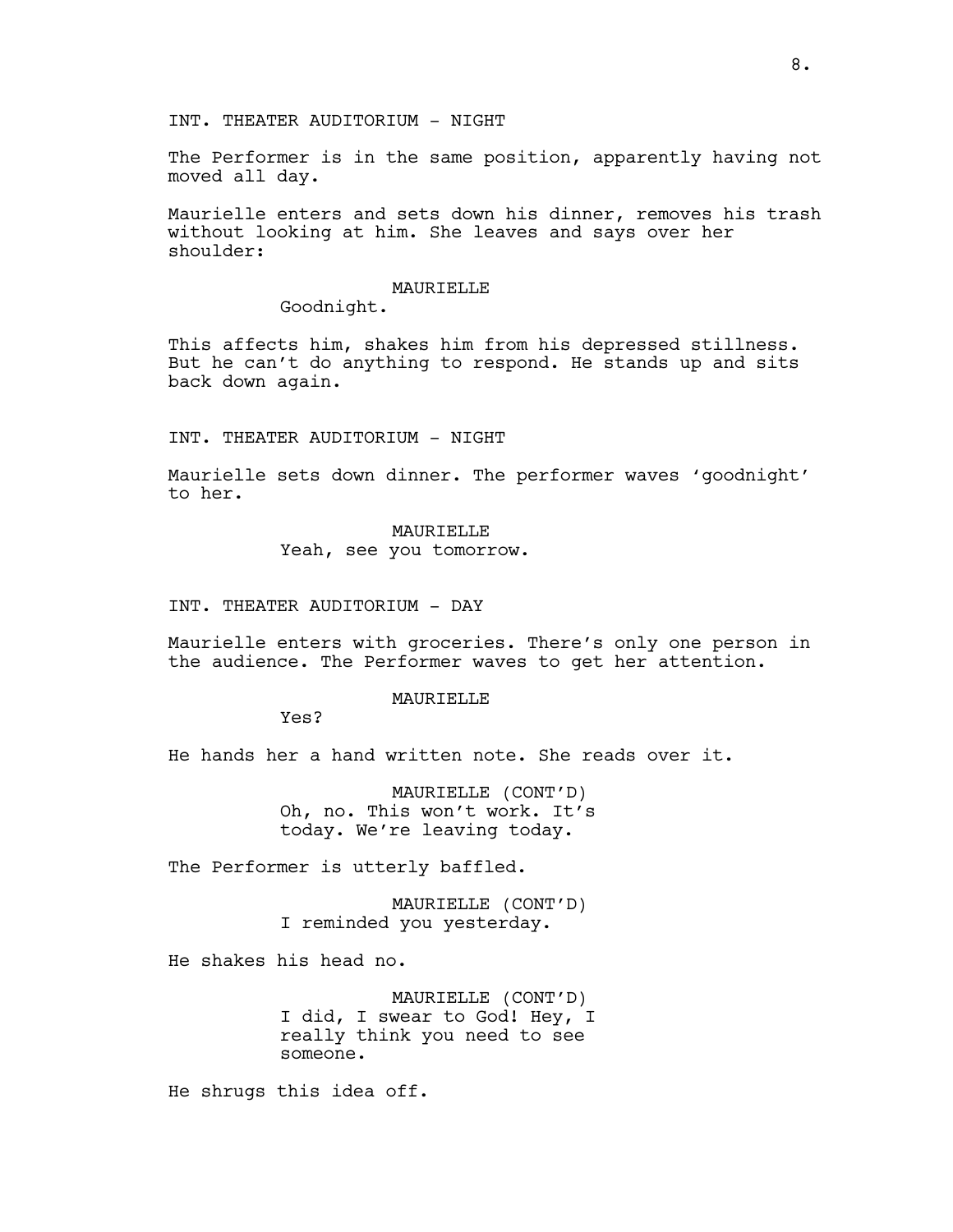INT. THEATER AUDITORIUM - NIGHT

The Performer is in the same position, apparently having not moved all day.

Maurielle enters and sets down his dinner, removes his trash without looking at him. She leaves and says over her shoulder:

MAURIELLE
Goodnight.

This affects him, shakes him from his depressed stillness. But he can't do anything to respond. He stands up and sits back down again.

INT. THEATER AUDITORIUM - NIGHT

Maurielle sets down dinner. The performer waves 'goodnight' to her.

MAURIELLE
Yeah, see you tomorrow.

INT. THEATER AUDITORIUM - DAY

Maurielle enters with groceries. There's only one person in the audience. The Performer waves to get her attention.

MAURIELLE
Yes?

He hands her a hand written note. She reads over it.

MAURIELLE (CONT'D)
Oh, no. This won't work. It's today. We're leaving today.

The Performer is utterly baffled.

MAURIELLE (CONT'D)
I reminded you yesterday.

He shakes his head no.

MAURIELLE (CONT'D)
I did, I swear to God! Hey, I really think you need to see someone.

He shrugs this idea off.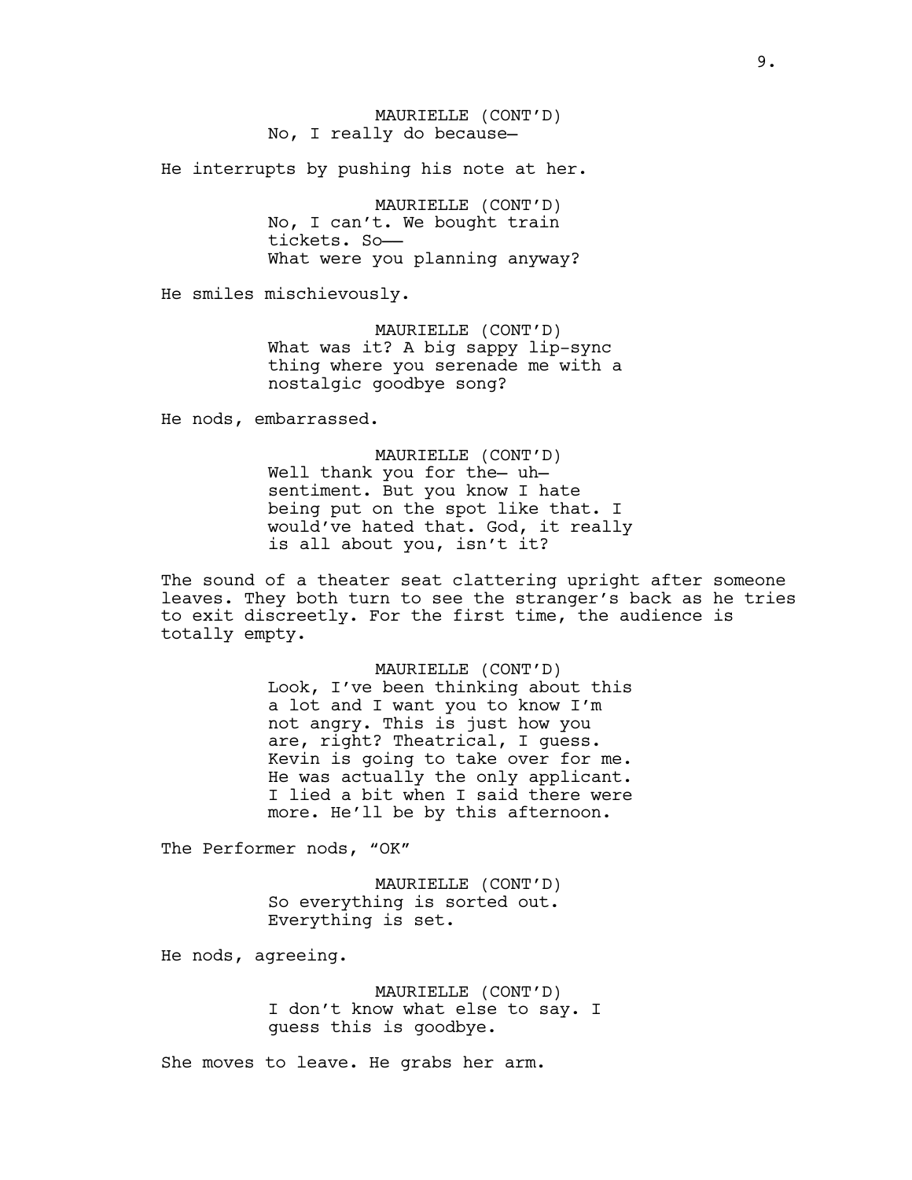MAURIELLE (CONT'D)
No, I really do because—

He interrupts by pushing his note at her.

MAURIELLE (CONT'D)
No, I can't. We bought train tickets. So——
What were you planning anyway?

He smiles mischievously.

MAURIELLE (CONT'D)
What was it? A big sappy lip-sync thing where you serenade me with a nostalgic goodbye song?

He nods, embarrassed.

MAURIELLE (CONT'D)
Well thank you for the— uh— sentiment. But you know I hate being put on the spot like that. I would've hated that. God, it really is all about you, isn't it?

The sound of a theater seat clattering upright after someone leaves. They both turn to see the stranger's back as he tries to exit discreetly. For the first time, the audience is totally empty.

MAURIELLE (CONT'D)
Look, I've been thinking about this a lot and I want you to know I'm not angry. This is just how you are, right? Theatrical, I guess. Kevin is going to take over for me. He was actually the only applicant. I lied a bit when I said there were more. He'll be by this afternoon.

The Performer nods, "OK"

MAURIELLE (CONT'D)
So everything is sorted out. Everything is set.

He nods, agreeing.

MAURIELLE (CONT'D)
I don't know what else to say. I guess this is goodbye.

She moves to leave. He grabs her arm.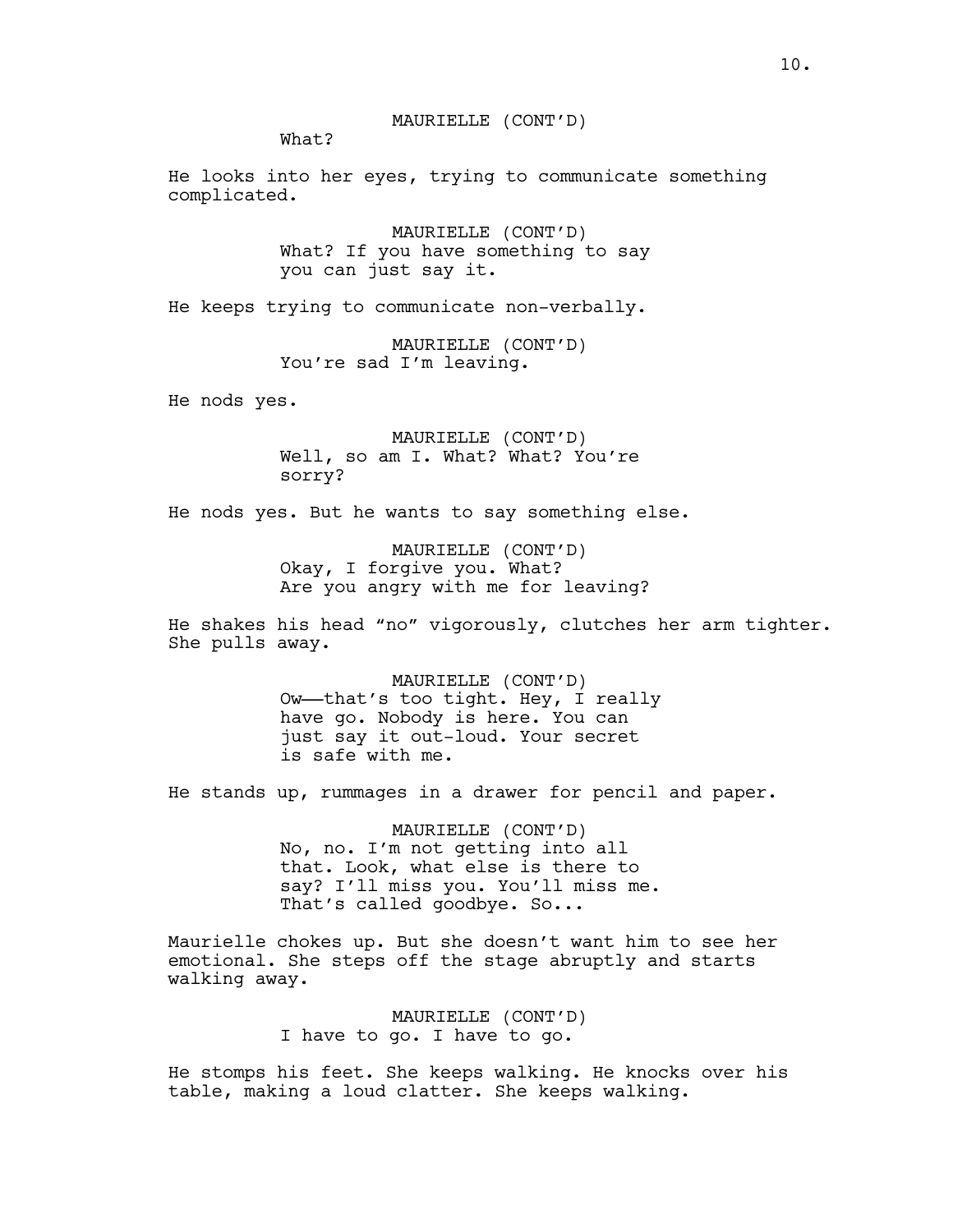MAURIELLE (CONT'D)

What?

He looks into her eyes, trying to communicate something complicated.

MAURIELLE (CONT'D)

What? If you have something to say you can just say it.

He keeps trying to communicate non-verbally.

MAURIELLE (CONT'D)

You're sad I'm leaving.

He nods yes.

MAURIELLE (CONT'D)

Well, so am I. What? What? You're sorry?

He nods yes. But he wants to say something else.

MAURIELLE (CONT'D)

Okay, I forgive you. What? Are you angry with me for leaving?

He shakes his head "no" vigorously, clutches her arm tighter. She pulls away.

MAURIELLE (CONT'D)

Ow——that's too tight. Hey, I really have go. Nobody is here. You can just say it out-loud. Your secret is safe with me.

He stands up, rummages in a drawer for pencil and paper.

MAURIELLE (CONT'D)

No, no. I'm not getting into all that. Look, what else is there to say? I'll miss you. You'll miss me. That's called goodbye. So...

Maurielle chokes up. But she doesn't want him to see her emotional. She steps off the stage abruptly and starts walking away.

MAURIELLE (CONT'D)

I have to go. I have to go.

He stomps his feet. She keeps walking. He knocks over his table, making a loud clatter. She keeps walking.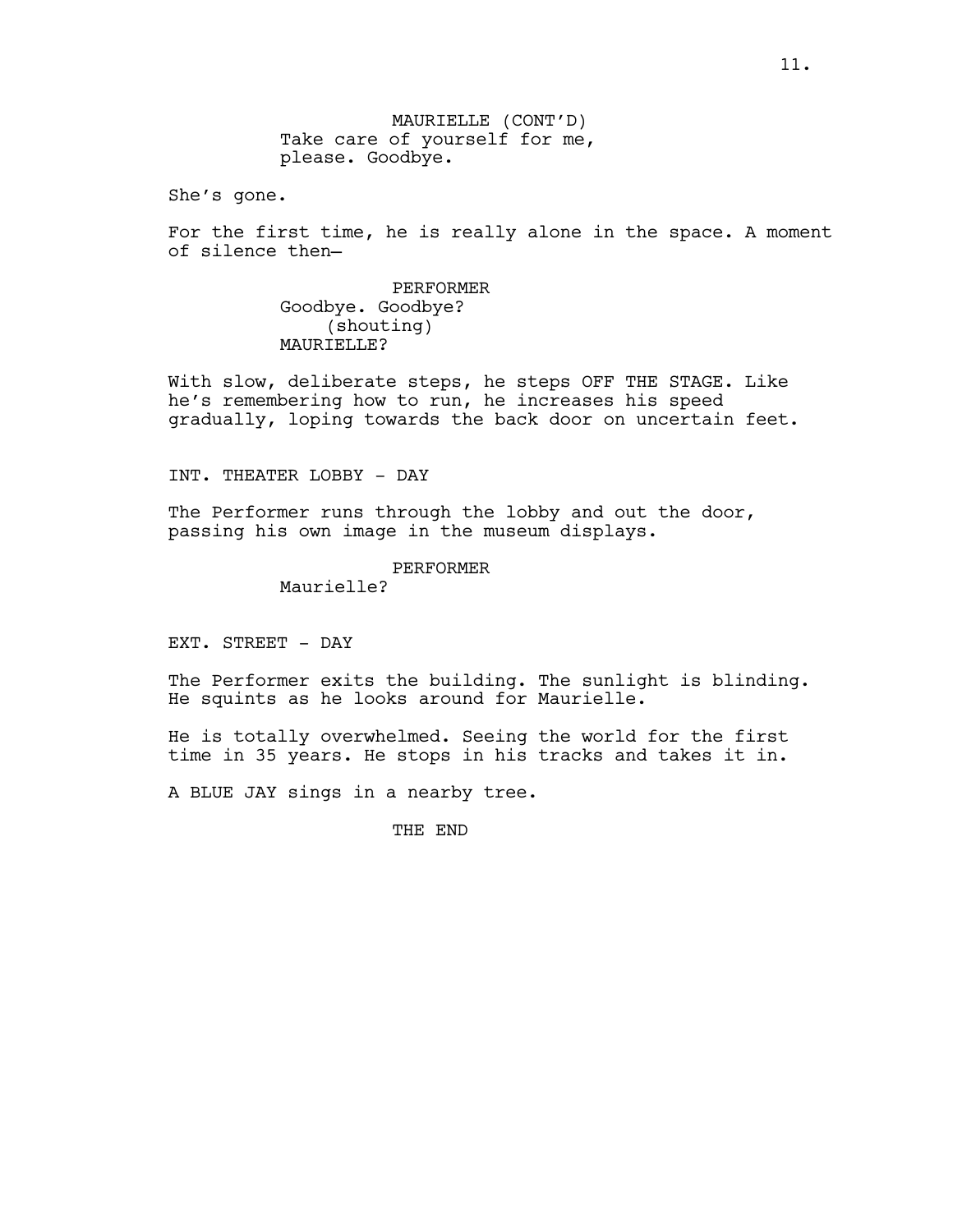MAURIELLE (CONT'D)
Take care of yourself for me, please. Goodbye.

She's gone.

For the first time, he is really alone in the space. A moment of silence then–

PERFORMER
Goodbye. Goodbye?
(shouting)
MAURIELLE?

With slow, deliberate steps, he steps OFF THE STAGE. Like he's remembering how to run, he increases his speed gradually, loping towards the back door on uncertain feet.

INT. THEATER LOBBY - DAY

The Performer runs through the lobby and out the door, passing his own image in the museum displays.

PERFORMER
Maurielle?

EXT. STREET - DAY

The Performer exits the building. The sunlight is blinding. He squints as he looks around for Maurielle.

He is totally overwhelmed. Seeing the world for the first time in 35 years. He stops in his tracks and takes it in.

A BLUE JAY sings in a nearby tree.

THE END